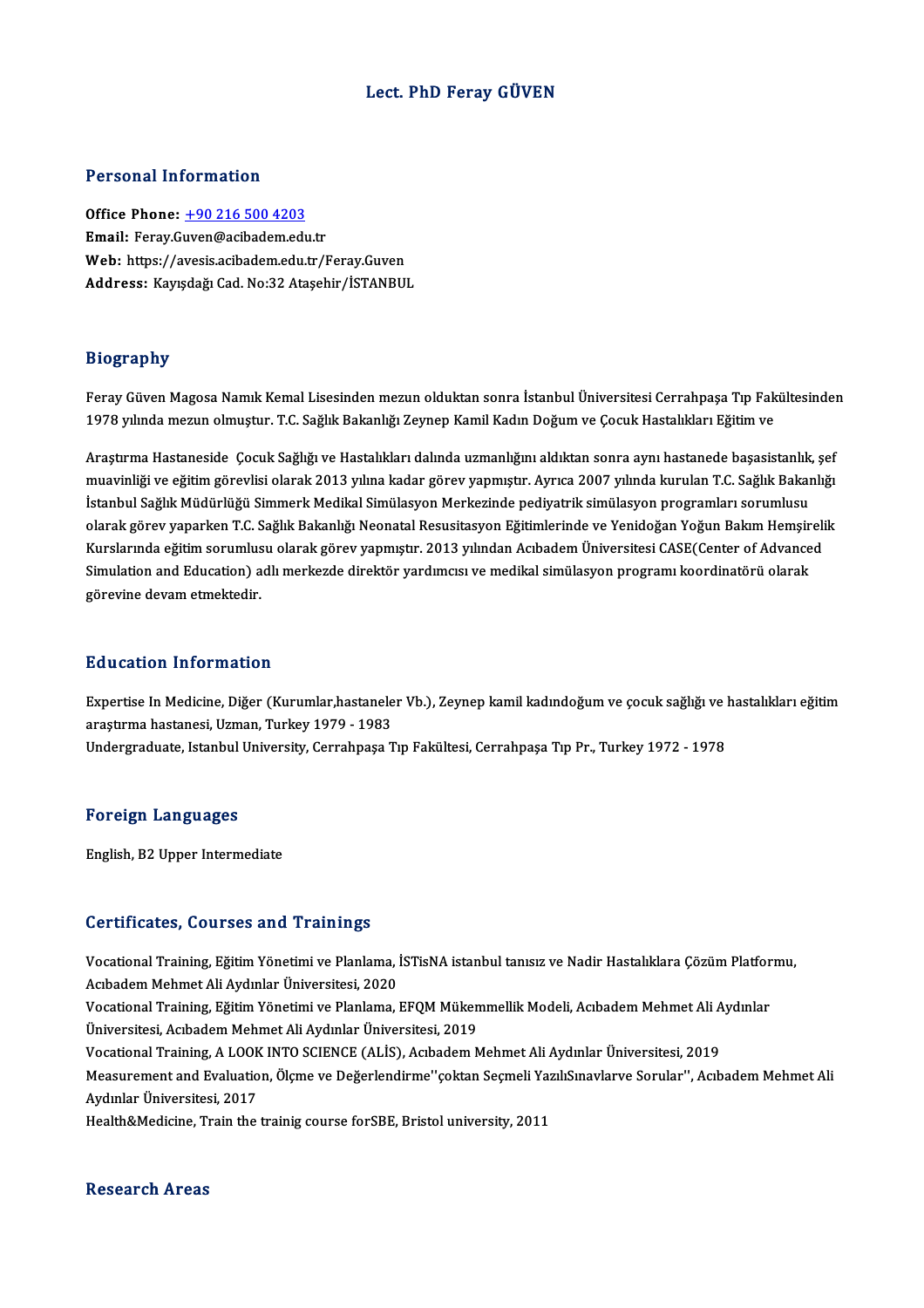# Lect. PhD Feray GÜVEN

## Personal Information

**Office Phone:** +90 216 500 4203
**Email:** Feray.Guven@acibadem.edu.tr
**Web:** https://avesis.acibadem.edu.tr/Feray.Guven
**Address:** Kayışdağı Cad. No:32 Ataşehir/İSTANBUL

## Biography

Feray Güven Magosa Namık Kemal Lisesinden mezun olduktan sonra İstanbul Üniversitesi Cerrahpaşa Tıp Fakültesinden 1978 yılında mezun olmuştur. T.C. Sağlık Bakanlığı Zeynep Kamil Kadın Doğum ve Çocuk Hastalıkları Eğitim ve

Araştırma Hastaneside Çocuk Sağlığı ve Hastalıkları dalında uzmanlığını aldıktan sonra aynı hastanede başasistanlık, şef muavinliği ve eğitim görevlisi olarak 2013 yılına kadar görev yapmıştır. Ayrıca 2007 yılında kurulan T.C. Sağlık Bakanlığı İstanbul Sağlık Müdürlüğü Simmerk Medikal Simülasyon Merkezinde pediyatrik simülasyon programları sorumlusu olarak görev yaparken T.C. Sağlık Bakanlığı Neonatal Resusitasyon Eğitimlerinde ve Yenidoğan Yoğun Bakım Hemşirelik Kurslarında eğitim sorumlusu olarak görev yapmıştır. 2013 yılından Acıbadem Üniversitesi CASE(Center of Advanced Simulation and Education) adlı merkezde direktör yardımcısı ve medikal simülasyon programı koordinatörü olarak görevine devam etmektedir.

## Education Information

Expertise In Medicine, Diğer (Kurumlar,hastaneler Vb.), Zeynep kamil kadındoğum ve çocuk sağlığı ve hastalıkları eğitim araştırma hastanesi, Uzman, Turkey 1979 - 1983
Undergraduate, Istanbul University, Cerrahpaşa Tıp Fakültesi, Cerrahpaşa Tıp Pr., Turkey 1972 - 1978

## Foreign Languages

English, B2 Upper Intermediate

## Certificates, Courses and Trainings

Vocational Training, Eğitim Yönetimi ve Planlama, İSTisNA istanbul tanısız ve Nadir Hastalıklara Çözüm Platformu, Acıbadem Mehmet Ali Aydınlar Üniversitesi, 2020
Vocational Training, Eğitim Yönetimi ve Planlama, EFQM Mükemmellik Modeli, Acıbadem Mehmet Ali Aydınlar Üniversitesi, Acıbadem Mehmet Ali Aydınlar Üniversitesi, 2019
Vocational Training, A LOOK INTO SCIENCE (ALİS), Acıbadem Mehmet Ali Aydınlar Üniversitesi, 2019
Measurement and Evaluation, Ölçme ve Değerlendirme''çoktan Seçmeli YazılıSınavlarve Sorular'', Acıbadem Mehmet Ali Aydınlar Üniversitesi, 2017
Health&Medicine, Train the trainig course forSBE, Bristol university, 2011

## Research Areas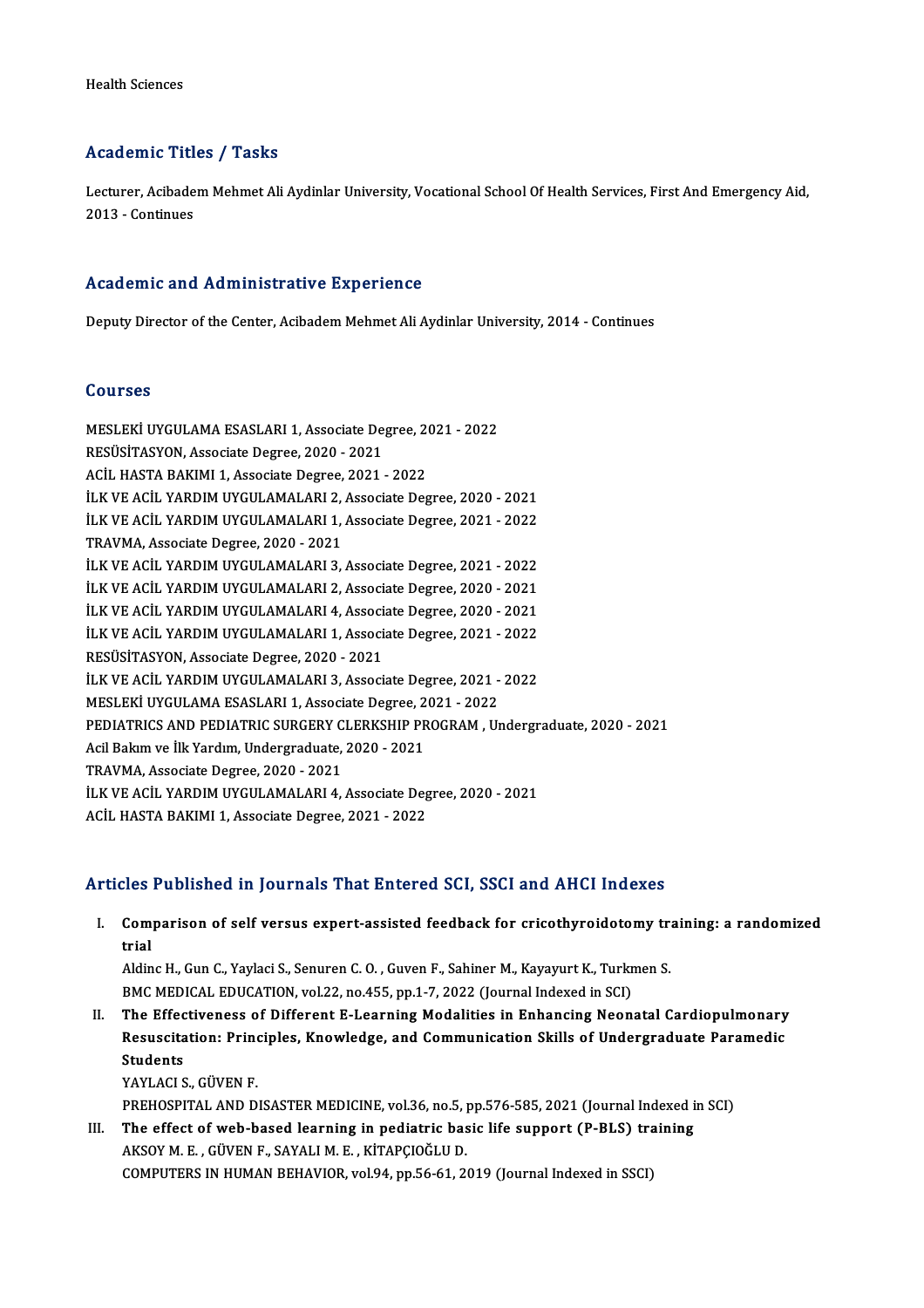Health Sciences

## Academic Titles / Tasks

Lecturer, Acibadem Mehmet Ali Aydinlar University, Vocational School Of Health Services, First And Emergency Aid, 2013 - Continues

## Academic and Administrative Experience

Deputy Director of the Center, Acibadem Mehmet Ali Aydinlar University, 2014 - Continues

## Courses

MESLEKİ UYGULAMA ESASLARI 1, Associate Degree, 2021 - 2022
RESÜSİTASYON, Associate Degree, 2020 - 2021
ACİL HASTA BAKIMI 1, Associate Degree, 2021 - 2022
İLK VE ACİL YARDIM UYGULAMALARI 2, Associate Degree, 2020 - 2021
İLK VE ACİL YARDIM UYGULAMALARI 1, Associate Degree, 2021 - 2022
TRAVMA, Associate Degree, 2020 - 2021
İLK VE ACİL YARDIM UYGULAMALARI 3, Associate Degree, 2021 - 2022
İLK VE ACİL YARDIM UYGULAMALARI 2, Associate Degree, 2020 - 2021
İLK VE ACİL YARDIM UYGULAMALARI 4, Associate Degree, 2020 - 2021
İLK VE ACİL YARDIM UYGULAMALARI 1, Associate Degree, 2021 - 2022
RESÜSİTASYON, Associate Degree, 2020 - 2021
İLK VE ACİL YARDIM UYGULAMALARI 3, Associate Degree, 2021 - 2022
MESLEKİ UYGULAMA ESASLARI 1, Associate Degree, 2021 - 2022
PEDIATRICS AND PEDIATRIC SURGERY CLERKSHIP PROGRAM , Undergraduate, 2020 - 2021
Acil Bakım ve İlk Yardım, Undergraduate, 2020 - 2021
TRAVMA, Associate Degree, 2020 - 2021
İLK VE ACİL YARDIM UYGULAMALARI 4, Associate Degree, 2020 - 2021
ACİL HASTA BAKIMI 1, Associate Degree, 2021 - 2022

## Articles Published in Journals That Entered SCI, SSCI and AHCI Indexes

I. **Comparison of self versus expert-assisted feedback for cricothyroidotomy training: a randomized trial**
Aldinc H., Gun C., Yaylaci S., Senuren C. O. , Guven F., Sahiner M., Kayayurt K., Turkmen S.
BMC MEDICAL EDUCATION, vol.22, no.455, pp.1-7, 2022 (Journal Indexed in SCI)

II. **The Effectiveness of Different E-Learning Modalities in Enhancing Neonatal Cardiopulmonary Resuscitation: Principles, Knowledge, and Communication Skills of Undergraduate Paramedic Students**
YAYLACI S., GÜVEN F.
PREHOSPITAL AND DISASTER MEDICINE, vol.36, no.5, pp.576-585, 2021 (Journal Indexed in SCI)

III. **The effect of web-based learning in pediatric basic life support (P-BLS) training**
AKSOY M. E. , GÜVEN F., SAYALI M. E. , KİTAPÇIOĞLU D.
COMPUTERS IN HUMAN BEHAVIOR, vol.94, pp.56-61, 2019 (Journal Indexed in SSCI)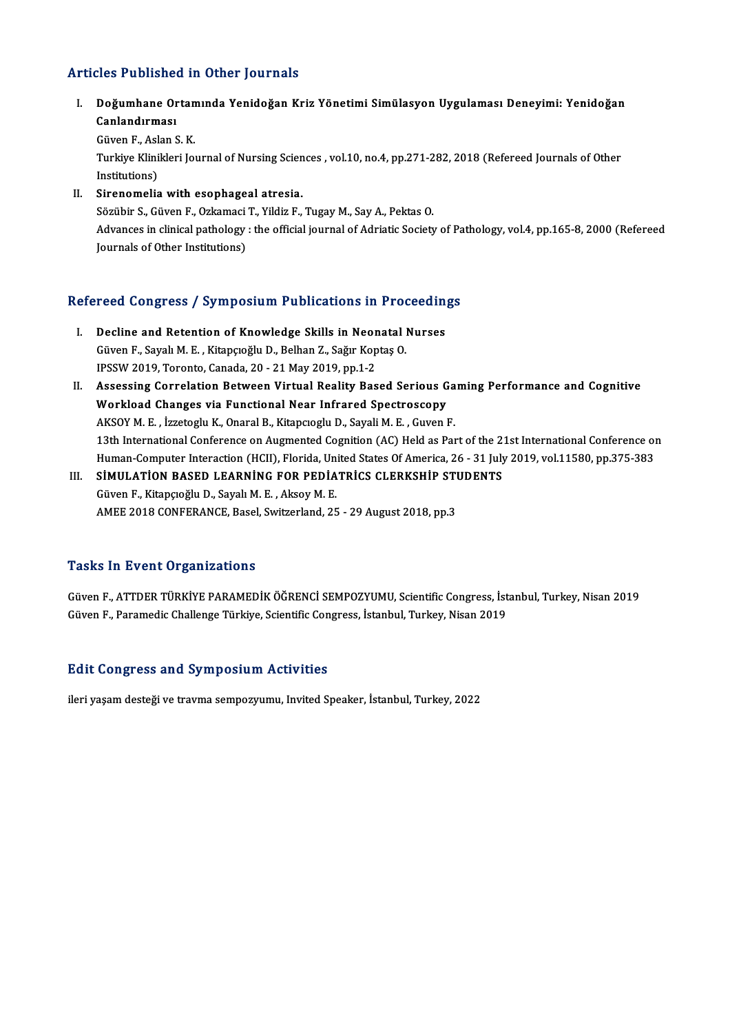## Articles Published in Other Journals

I. **Doğumhane Ortamında Yenidoğan Kriz Yönetimi Simülasyon Uygulaması Deneyimi: Yenidoğan Canlandırması**
   Güven F., Aslan S. K.
   Turkiye Klinikleri Journal of Nursing Sciences , vol.10, no.4, pp.271-282, 2018 (Refereed Journals of Other Institutions)

II. **Sirenomelia with esophageal atresia.**
   Sözübir S., Güven F., Ozkamaci T., Yildiz F., Tugay M., Say A., Pektas O.
   Advances in clinical pathology : the official journal of Adriatic Society of Pathology, vol.4, pp.165-8, 2000 (Refereed Journals of Other Institutions)

## Refereed Congress / Symposium Publications in Proceedings

I. **Decline and Retention of Knowledge Skills in Neonatal Nurses**
   Güven F., Sayalı M. E. , Kitapçıoğlu D., Belhan Z., Sağır Koptaş O.
   IPSSW 2019, Toronto, Canada, 20 - 21 May 2019, pp.1-2

II. **Assessing Correlation Between Virtual Reality Based Serious Gaming Performance and Cognitive Workload Changes via Functional Near Infrared Spectroscopy**
   AKSOY M. E. , İzzetoglu K., Onaral B., Kitapcıoglu D., Sayali M. E. , Guven F.
   13th International Conference on Augmented Cognition (AC) Held as Part of the 21st International Conference on Human-Computer Interaction (HCII), Florida, United States Of America, 26 - 31 July 2019, vol.11580, pp.375-383

III. **SİMULATİON BASED LEARNİNG FOR PEDİATRİCS CLERKSHİP STUDENTS**
   Güven F., Kitapçıoğlu D., Sayalı M. E. , Aksoy M. E.
   AMEE 2018 CONFERANCE, Basel, Switzerland, 25 - 29 August 2018, pp.3

## Tasks In Event Organizations

Güven F., ATTDER TÜRKİYE PARAMEDİK ÖĞRENCİ SEMPOZYUMU, Scientific Congress, İstanbul, Turkey, Nisan 2019
Güven F., Paramedic Challenge Türkiye, Scientific Congress, İstanbul, Turkey, Nisan 2019

## Edit Congress and Symposium Activities

ileri yaşam desteği ve travma sempozyumu, Invited Speaker, İstanbul, Turkey, 2022